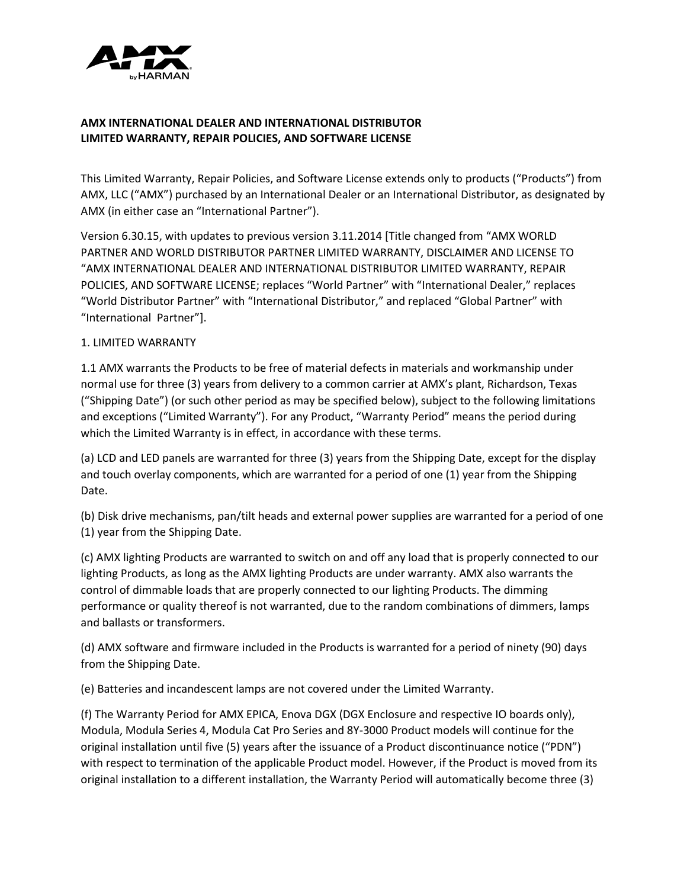**AMX INTERNATIONAL DEALER AND INTERNATIONAL DISTRIBUTOR LIMITED WARRANTY, REPAIR POLICIES, AND SOFTWARE LICENSE**

This Limited Warranty, Repair Policies, and Software License extends only to products ("Products") from AMX, LLC ("AMX") purchased by an International Dealer or an International Distributor, as designated by AMX (in either case an "International Partner").

Version 6.30.15, with updates to previous version 3.11.2014 [Title changed from "AMX WORLD PARTNER AND WORLD DISTRIBUTOR PARTNER LIMITED WARRANTY, DISCLAIMER AND LICENSE TO "AMX INTERNATIONAL DEALER AND INTERNATIONAL DISTRIBUTOR LIMITED WARRANTY, REPAIR POLICIES, AND SOFTWARE LICENSE; replaces "World Partner" with "International Dealer," replaces "World Distributor Partner" with "International Distributor," and replaced "Global Partner" with "International Partner"].

1. LIMITED WARRANTY

1.1 AMX warrants the Products to be free of material defects in materials and workmanship under normal use for three (3) years from delivery to a common carrier at AMX's plant, Richardson, Texas ("Shipping Date") (or such other period as may be specified below), subject to the following limitations and exceptions ("Limited Warranty"). For any Product, "Warranty Period" means the period during which the Limited Warranty is in effect, in accordance with these terms.

(a) LCD and LED panels are warranted for three (3) years from the Shipping Date, except for the display and touch overlay components, which are warranted for a period of one (1) year from the Shipping Date.

(b) Disk drive mechanisms, pan/tilt heads and external power supplies are warranted for a period of one (1) year from the Shipping Date.

(c) AMX lighting Products are warranted to switch on and off any load that is properly connected to our lighting Products, as long as the AMX lighting Products are under warranty. AMX also warrants the control of dimmable loads that are properly connected to our lighting Products. The dimming performance or quality thereof is not warranted, due to the random combinations of dimmers, lamps and ballasts or transformers.

(d) AMX software and firmware included in the Products is warranted for a period of ninety (90) days from the Shipping Date.

(e) Batteries and incandescent lamps are not covered under the Limited Warranty.

(f) The Warranty Period for AMX EPICA, Enova DGX (DGX Enclosure and respective IO boards only), Modula, Modula Series 4, Modula Cat Pro Series and 8Y-3000 Product models will continue for the original installation until five (5) years after the issuance of a Product discontinuance notice ("PDN") with respect to termination of the applicable Product model. However, if the Product is moved from its original installation to a different installation, the Warranty Period will automatically become three (3)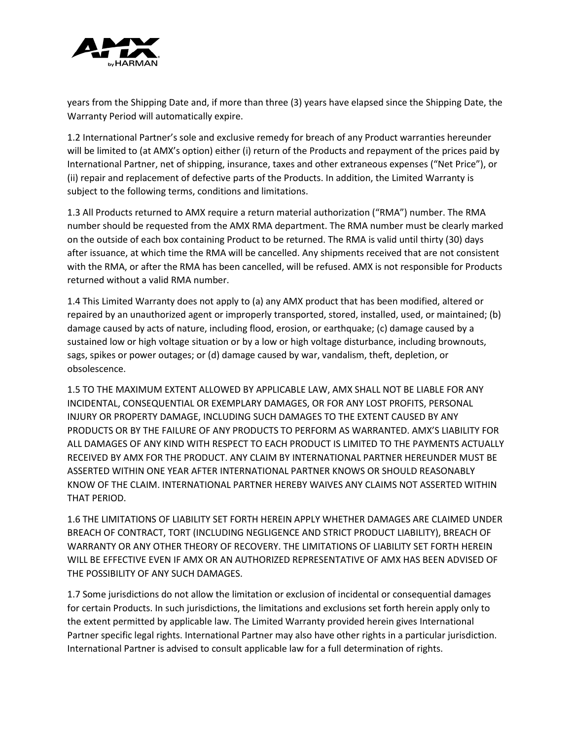years from the Shipping Date and, if more than three (3) years have elapsed since the Shipping Date, the Warranty Period will automatically expire.

1.2 International Partner's sole and exclusive remedy for breach of any Product warranties hereunder will be limited to (at AMX's option) either (i) return of the Products and repayment of the prices paid by International Partner, net of shipping, insurance, taxes and other extraneous expenses ("Net Price"), or (ii) repair and replacement of defective parts of the Products. In addition, the Limited Warranty is subject to the following terms, conditions and limitations.

1.3 All Products returned to AMX require a return material authorization ("RMA") number. The RMA number should be requested from the AMX RMA department. The RMA number must be clearly marked on the outside of each box containing Product to be returned. The RMA is valid until thirty (30) days after issuance, at which time the RMA will be cancelled. Any shipments received that are not consistent with the RMA, or after the RMA has been cancelled, will be refused. AMX is not responsible for Products returned without a valid RMA number.

1.4 This Limited Warranty does not apply to (a) any AMX product that has been modified, altered or repaired by an unauthorized agent or improperly transported, stored, installed, used, or maintained; (b) damage caused by acts of nature, including flood, erosion, or earthquake; (c) damage caused by a sustained low or high voltage situation or by a low or high voltage disturbance, including brownouts, sags, spikes or power outages; or (d) damage caused by war, vandalism, theft, depletion, or obsolescence.

1.5 TO THE MAXIMUM EXTENT ALLOWED BY APPLICABLE LAW, AMX SHALL NOT BE LIABLE FOR ANY INCIDENTAL, CONSEQUENTIAL OR EXEMPLARY DAMAGES, OR FOR ANY LOST PROFITS, PERSONAL INJURY OR PROPERTY DAMAGE, INCLUDING SUCH DAMAGES TO THE EXTENT CAUSED BY ANY PRODUCTS OR BY THE FAILURE OF ANY PRODUCTS TO PERFORM AS WARRANTED. AMX'S LIABILITY FOR ALL DAMAGES OF ANY KIND WITH RESPECT TO EACH PRODUCT IS LIMITED TO THE PAYMENTS ACTUALLY RECEIVED BY AMX FOR THE PRODUCT. ANY CLAIM BY INTERNATIONAL PARTNER HEREUNDER MUST BE ASSERTED WITHIN ONE YEAR AFTER INTERNATIONAL PARTNER KNOWS OR SHOULD REASONABLY KNOW OF THE CLAIM. INTERNATIONAL PARTNER HEREBY WAIVES ANY CLAIMS NOT ASSERTED WITHIN THAT PERIOD.

1.6 THE LIMITATIONS OF LIABILITY SET FORTH HEREIN APPLY WHETHER DAMAGES ARE CLAIMED UNDER BREACH OF CONTRACT, TORT (INCLUDING NEGLIGENCE AND STRICT PRODUCT LIABILITY), BREACH OF WARRANTY OR ANY OTHER THEORY OF RECOVERY. THE LIMITATIONS OF LIABILITY SET FORTH HEREIN WILL BE EFFECTIVE EVEN IF AMX OR AN AUTHORIZED REPRESENTATIVE OF AMX HAS BEEN ADVISED OF THE POSSIBILITY OF ANY SUCH DAMAGES.

1.7 Some jurisdictions do not allow the limitation or exclusion of incidental or consequential damages for certain Products. In such jurisdictions, the limitations and exclusions set forth herein apply only to the extent permitted by applicable law. The Limited Warranty provided herein gives International Partner specific legal rights. International Partner may also have other rights in a particular jurisdiction. International Partner is advised to consult applicable law for a full determination of rights.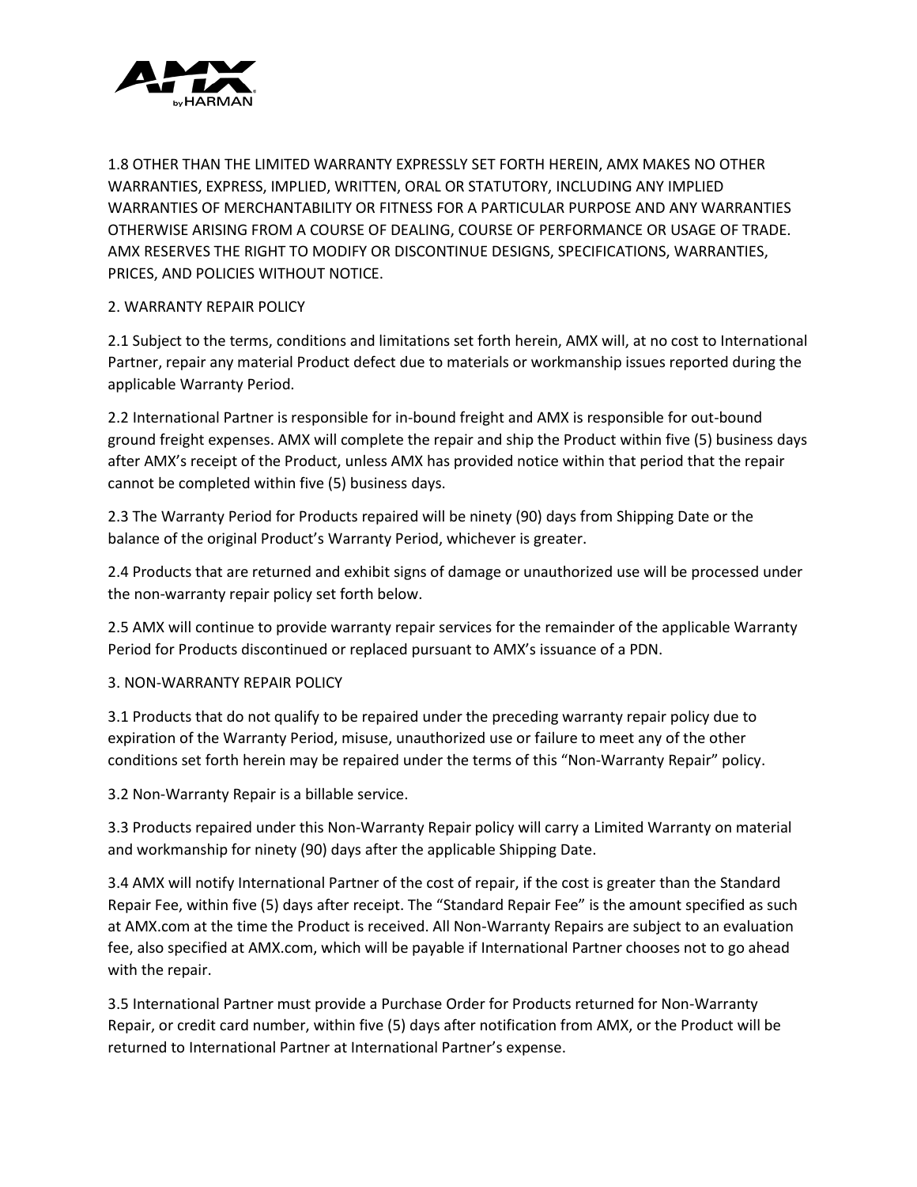1.8 OTHER THAN THE LIMITED WARRANTY EXPRESSLY SET FORTH HEREIN, AMX MAKES NO OTHER WARRANTIES, EXPRESS, IMPLIED, WRITTEN, ORAL OR STATUTORY, INCLUDING ANY IMPLIED WARRANTIES OF MERCHANTABILITY OR FITNESS FOR A PARTICULAR PURPOSE AND ANY WARRANTIES OTHERWISE ARISING FROM A COURSE OF DEALING, COURSE OF PERFORMANCE OR USAGE OF TRADE. AMX RESERVES THE RIGHT TO MODIFY OR DISCONTINUE DESIGNS, SPECIFICATIONS, WARRANTIES, PRICES, AND POLICIES WITHOUT NOTICE.

## 2. WARRANTY REPAIR POLICY

2.1 Subject to the terms, conditions and limitations set forth herein, AMX will, at no cost to International Partner, repair any material Product defect due to materials or workmanship issues reported during the applicable Warranty Period.

2.2 International Partner is responsible for in-bound freight and AMX is responsible for out-bound ground freight expenses. AMX will complete the repair and ship the Product within five (5) business days after AMX's receipt of the Product, unless AMX has provided notice within that period that the repair cannot be completed within five (5) business days.

2.3 The Warranty Period for Products repaired will be ninety (90) days from Shipping Date or the balance of the original Product's Warranty Period, whichever is greater.

2.4 Products that are returned and exhibit signs of damage or unauthorized use will be processed under the non-warranty repair policy set forth below.

2.5 AMX will continue to provide warranty repair services for the remainder of the applicable Warranty Period for Products discontinued or replaced pursuant to AMX's issuance of a PDN.

## 3. NON-WARRANTY REPAIR POLICY

3.1 Products that do not qualify to be repaired under the preceding warranty repair policy due to expiration of the Warranty Period, misuse, unauthorized use or failure to meet any of the other conditions set forth herein may be repaired under the terms of this "Non-Warranty Repair" policy.

3.2 Non-Warranty Repair is a billable service.

3.3 Products repaired under this Non-Warranty Repair policy will carry a Limited Warranty on material and workmanship for ninety (90) days after the applicable Shipping Date.

3.4 AMX will notify International Partner of the cost of repair, if the cost is greater than the Standard Repair Fee, within five (5) days after receipt. The "Standard Repair Fee" is the amount specified as such at AMX.com at the time the Product is received. All Non-Warranty Repairs are subject to an evaluation fee, also specified at AMX.com, which will be payable if International Partner chooses not to go ahead with the repair.

3.5 International Partner must provide a Purchase Order for Products returned for Non-Warranty Repair, or credit card number, within five (5) days after notification from AMX, or the Product will be returned to International Partner at International Partner's expense.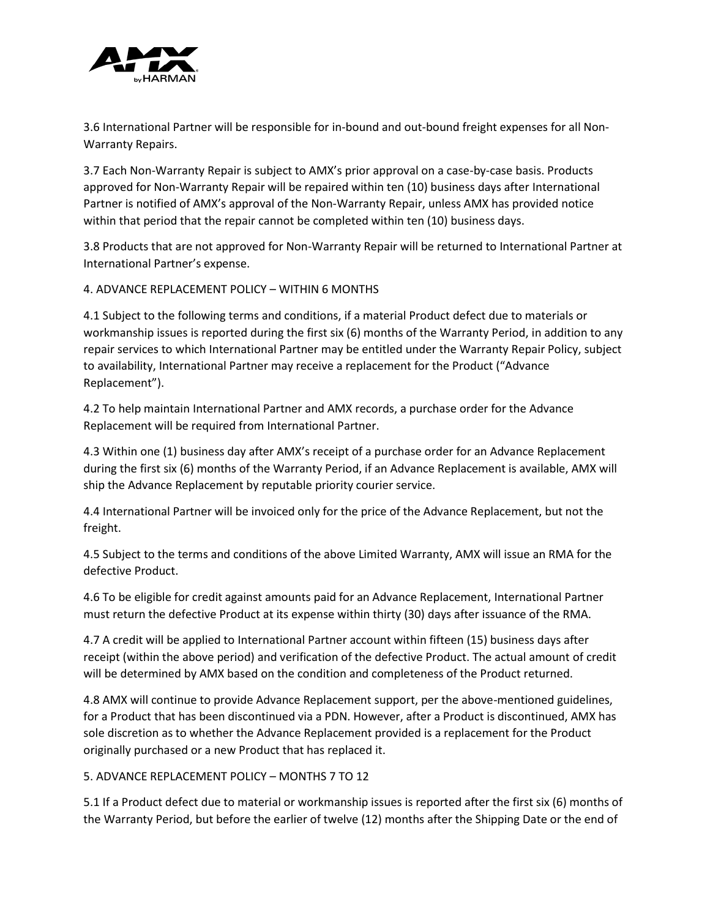3.6 International Partner will be responsible for in-bound and out-bound freight expenses for all Non-Warranty Repairs.

3.7 Each Non-Warranty Repair is subject to AMX's prior approval on a case-by-case basis. Products approved for Non-Warranty Repair will be repaired within ten (10) business days after International Partner is notified of AMX's approval of the Non-Warranty Repair, unless AMX has provided notice within that period that the repair cannot be completed within ten (10) business days.

3.8 Products that are not approved for Non-Warranty Repair will be returned to International Partner at International Partner's expense.

## 4. ADVANCE REPLACEMENT POLICY – WITHIN 6 MONTHS

4.1 Subject to the following terms and conditions, if a material Product defect due to materials or workmanship issues is reported during the first six (6) months of the Warranty Period, in addition to any repair services to which International Partner may be entitled under the Warranty Repair Policy, subject to availability, International Partner may receive a replacement for the Product ("Advance Replacement").

4.2 To help maintain International Partner and AMX records, a purchase order for the Advance Replacement will be required from International Partner.

4.3 Within one (1) business day after AMX's receipt of a purchase order for an Advance Replacement during the first six (6) months of the Warranty Period, if an Advance Replacement is available, AMX will ship the Advance Replacement by reputable priority courier service.

4.4 International Partner will be invoiced only for the price of the Advance Replacement, but not the freight.

4.5 Subject to the terms and conditions of the above Limited Warranty, AMX will issue an RMA for the defective Product.

4.6 To be eligible for credit against amounts paid for an Advance Replacement, International Partner must return the defective Product at its expense within thirty (30) days after issuance of the RMA.

4.7 A credit will be applied to International Partner account within fifteen (15) business days after receipt (within the above period) and verification of the defective Product. The actual amount of credit will be determined by AMX based on the condition and completeness of the Product returned.

4.8 AMX will continue to provide Advance Replacement support, per the above-mentioned guidelines, for a Product that has been discontinued via a PDN. However, after a Product is discontinued, AMX has sole discretion as to whether the Advance Replacement provided is a replacement for the Product originally purchased or a new Product that has replaced it.

## 5. ADVANCE REPLACEMENT POLICY – MONTHS 7 TO 12

5.1 If a Product defect due to material or workmanship issues is reported after the first six (6) months of the Warranty Period, but before the earlier of twelve (12) months after the Shipping Date or the end of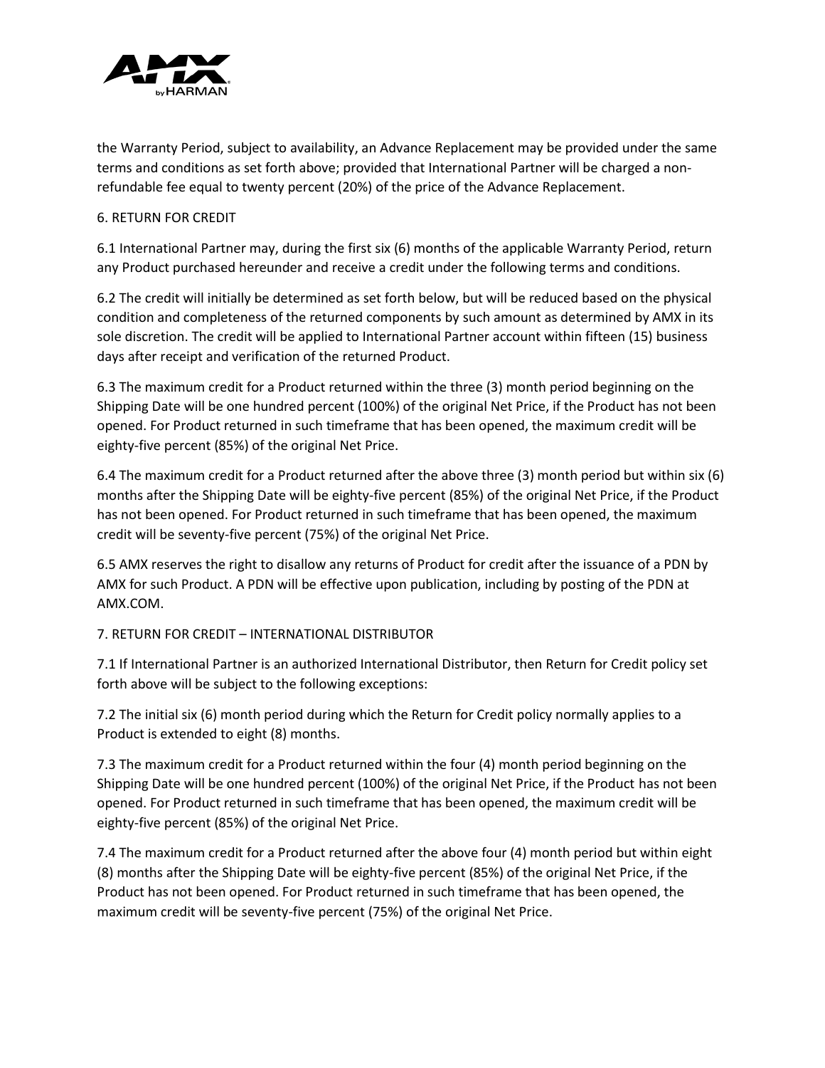the Warranty Period, subject to availability, an Advance Replacement may be provided under the same terms and conditions as set forth above; provided that International Partner will be charged a non-refundable fee equal to twenty percent (20%) of the price of the Advance Replacement.

## 6. RETURN FOR CREDIT

6.1 International Partner may, during the first six (6) months of the applicable Warranty Period, return any Product purchased hereunder and receive a credit under the following terms and conditions.

6.2 The credit will initially be determined as set forth below, but will be reduced based on the physical condition and completeness of the returned components by such amount as determined by AMX in its sole discretion. The credit will be applied to International Partner account within fifteen (15) business days after receipt and verification of the returned Product.

6.3 The maximum credit for a Product returned within the three (3) month period beginning on the Shipping Date will be one hundred percent (100%) of the original Net Price, if the Product has not been opened. For Product returned in such timeframe that has been opened, the maximum credit will be eighty-five percent (85%) of the original Net Price.

6.4 The maximum credit for a Product returned after the above three (3) month period but within six (6) months after the Shipping Date will be eighty-five percent (85%) of the original Net Price, if the Product has not been opened. For Product returned in such timeframe that has been opened, the maximum credit will be seventy-five percent (75%) of the original Net Price.

6.5 AMX reserves the right to disallow any returns of Product for credit after the issuance of a PDN by AMX for such Product. A PDN will be effective upon publication, including by posting of the PDN at AMX.COM.

## 7. RETURN FOR CREDIT – INTERNATIONAL DISTRIBUTOR

7.1 If International Partner is an authorized International Distributor, then Return for Credit policy set forth above will be subject to the following exceptions:

7.2 The initial six (6) month period during which the Return for Credit policy normally applies to a Product is extended to eight (8) months.

7.3 The maximum credit for a Product returned within the four (4) month period beginning on the Shipping Date will be one hundred percent (100%) of the original Net Price, if the Product has not been opened. For Product returned in such timeframe that has been opened, the maximum credit will be eighty-five percent (85%) of the original Net Price.

7.4 The maximum credit for a Product returned after the above four (4) month period but within eight (8) months after the Shipping Date will be eighty-five percent (85%) of the original Net Price, if the Product has not been opened. For Product returned in such timeframe that has been opened, the maximum credit will be seventy-five percent (75%) of the original Net Price.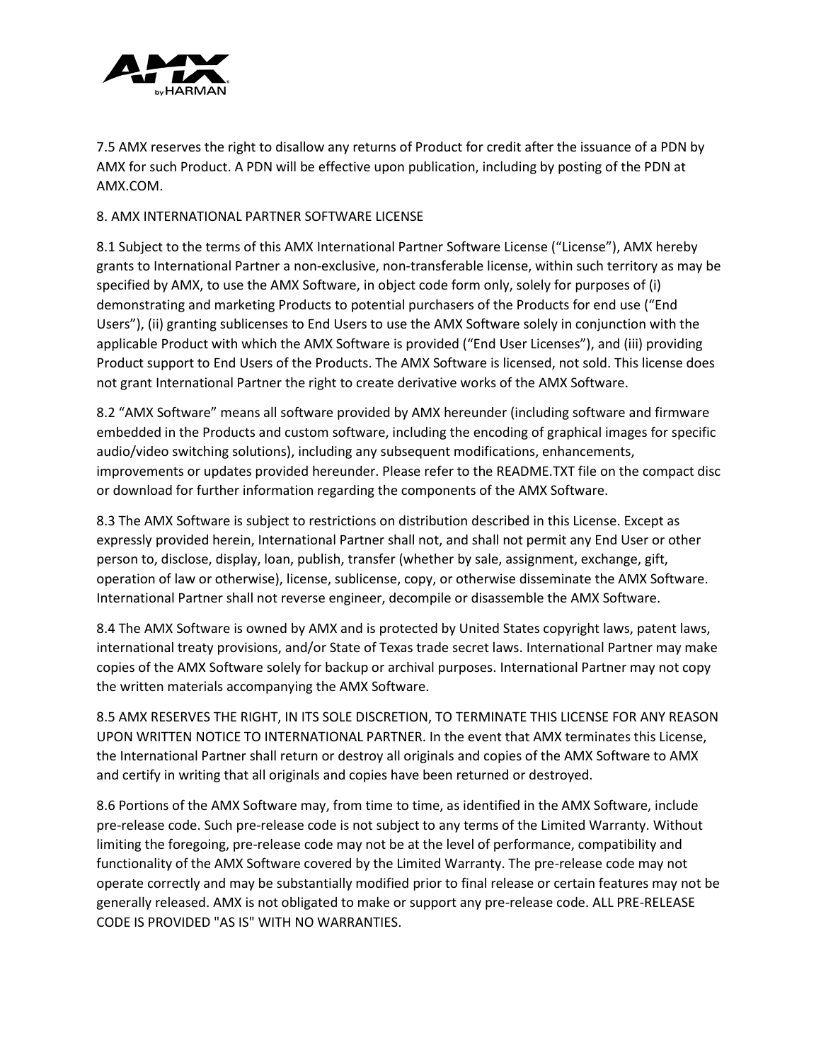7.5 AMX reserves the right to disallow any returns of Product for credit after the issuance of a PDN by AMX for such Product. A PDN will be effective upon publication, including by posting of the PDN at AMX.COM.

## 8. AMX INTERNATIONAL PARTNER SOFTWARE LICENSE

8.1 Subject to the terms of this AMX International Partner Software License (“License”), AMX hereby grants to International Partner a non-exclusive, non-transferable license, within such territory as may be specified by AMX, to use the AMX Software, in object code form only, solely for purposes of (i) demonstrating and marketing Products to potential purchasers of the Products for end use (“End Users”), (ii) granting sublicenses to End Users to use the AMX Software solely in conjunction with the applicable Product with which the AMX Software is provided (“End User Licenses”), and (iii) providing Product support to End Users of the Products. The AMX Software is licensed, not sold. This license does not grant International Partner the right to create derivative works of the AMX Software.

8.2 “AMX Software” means all software provided by AMX hereunder (including software and firmware embedded in the Products and custom software, including the encoding of graphical images for specific audio/video switching solutions), including any subsequent modifications, enhancements, improvements or updates provided hereunder. Please refer to the README.TXT file on the compact disc or download for further information regarding the components of the AMX Software.

8.3 The AMX Software is subject to restrictions on distribution described in this License. Except as expressly provided herein, International Partner shall not, and shall not permit any End User or other person to, disclose, display, loan, publish, transfer (whether by sale, assignment, exchange, gift, operation of law or otherwise), license, sublicense, copy, or otherwise disseminate the AMX Software. International Partner shall not reverse engineer, decompile or disassemble the AMX Software.

8.4 The AMX Software is owned by AMX and is protected by United States copyright laws, patent laws, international treaty provisions, and/or State of Texas trade secret laws. International Partner may make copies of the AMX Software solely for backup or archival purposes. International Partner may not copy the written materials accompanying the AMX Software.

8.5 AMX RESERVES THE RIGHT, IN ITS SOLE DISCRETION, TO TERMINATE THIS LICENSE FOR ANY REASON UPON WRITTEN NOTICE TO INTERNATIONAL PARTNER. In the event that AMX terminates this License, the International Partner shall return or destroy all originals and copies of the AMX Software to AMX and certify in writing that all originals and copies have been returned or destroyed.

8.6 Portions of the AMX Software may, from time to time, as identified in the AMX Software, include pre-release code. Such pre-release code is not subject to any terms of the Limited Warranty. Without limiting the foregoing, pre-release code may not be at the level of performance, compatibility and functionality of the AMX Software covered by the Limited Warranty. The pre-release code may not operate correctly and may be substantially modified prior to final release or certain features may not be generally released. AMX is not obligated to make or support any pre-release code. ALL PRE-RELEASE CODE IS PROVIDED "AS IS" WITH NO WARRANTIES.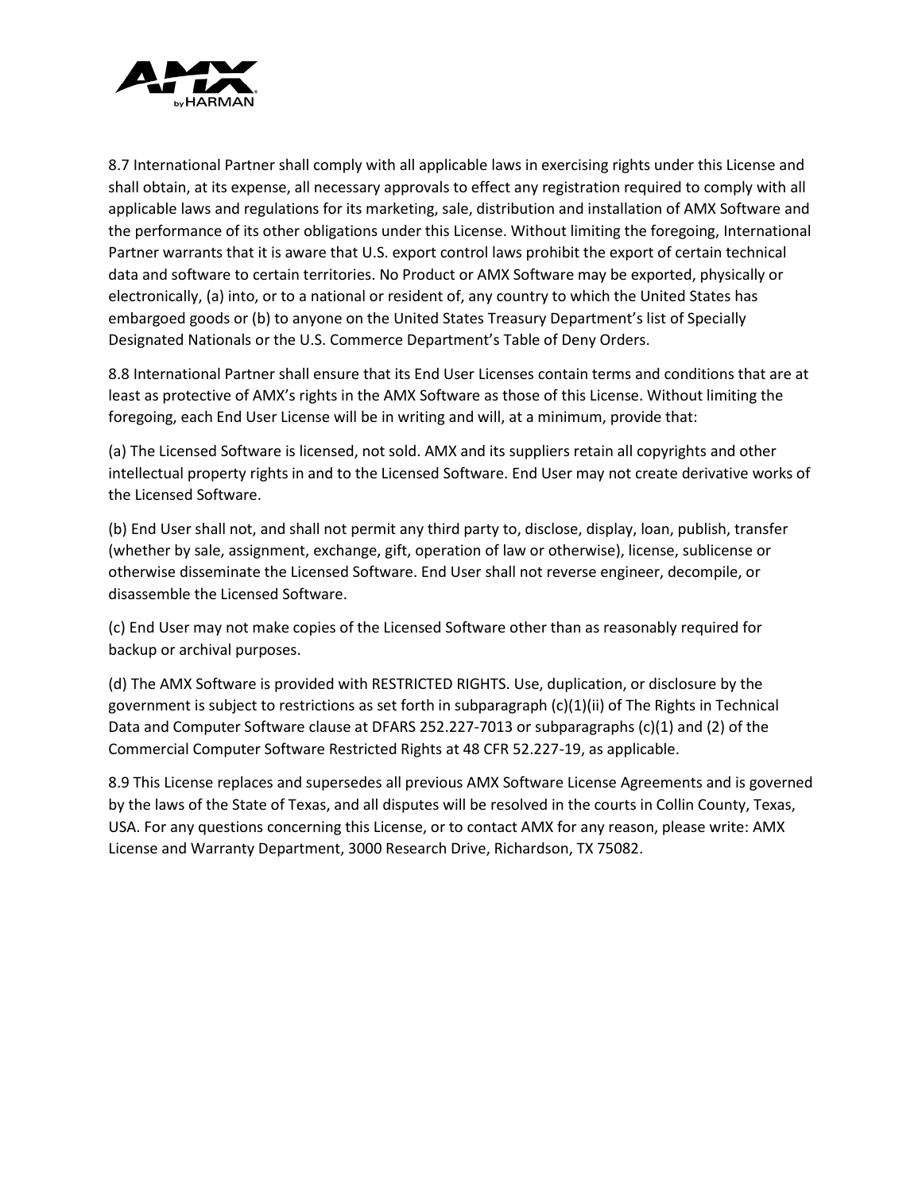8.7 International Partner shall comply with all applicable laws in exercising rights under this License and shall obtain, at its expense, all necessary approvals to effect any registration required to comply with all applicable laws and regulations for its marketing, sale, distribution and installation of AMX Software and the performance of its other obligations under this License. Without limiting the foregoing, International Partner warrants that it is aware that U.S. export control laws prohibit the export of certain technical data and software to certain territories. No Product or AMX Software may be exported, physically or electronically, (a) into, or to a national or resident of, any country to which the United States has embargoed goods or (b) to anyone on the United States Treasury Department's list of Specially Designated Nationals or the U.S. Commerce Department's Table of Deny Orders.

8.8 International Partner shall ensure that its End User Licenses contain terms and conditions that are at least as protective of AMX's rights in the AMX Software as those of this License. Without limiting the foregoing, each End User License will be in writing and will, at a minimum, provide that:

(a) The Licensed Software is licensed, not sold. AMX and its suppliers retain all copyrights and other intellectual property rights in and to the Licensed Software. End User may not create derivative works of the Licensed Software.

(b) End User shall not, and shall not permit any third party to, disclose, display, loan, publish, transfer (whether by sale, assignment, exchange, gift, operation of law or otherwise), license, sublicense or otherwise disseminate the Licensed Software. End User shall not reverse engineer, decompile, or disassemble the Licensed Software.

(c) End User may not make copies of the Licensed Software other than as reasonably required for backup or archival purposes.

(d) The AMX Software is provided with RESTRICTED RIGHTS. Use, duplication, or disclosure by the government is subject to restrictions as set forth in subparagraph (c)(1)(ii) of The Rights in Technical Data and Computer Software clause at DFARS 252.227-7013 or subparagraphs (c)(1) and (2) of the Commercial Computer Software Restricted Rights at 48 CFR 52.227-19, as applicable.

8.9 This License replaces and supersedes all previous AMX Software License Agreements and is governed by the laws of the State of Texas, and all disputes will be resolved in the courts in Collin County, Texas, USA. For any questions concerning this License, or to contact AMX for any reason, please write: AMX License and Warranty Department, 3000 Research Drive, Richardson, TX 75082.